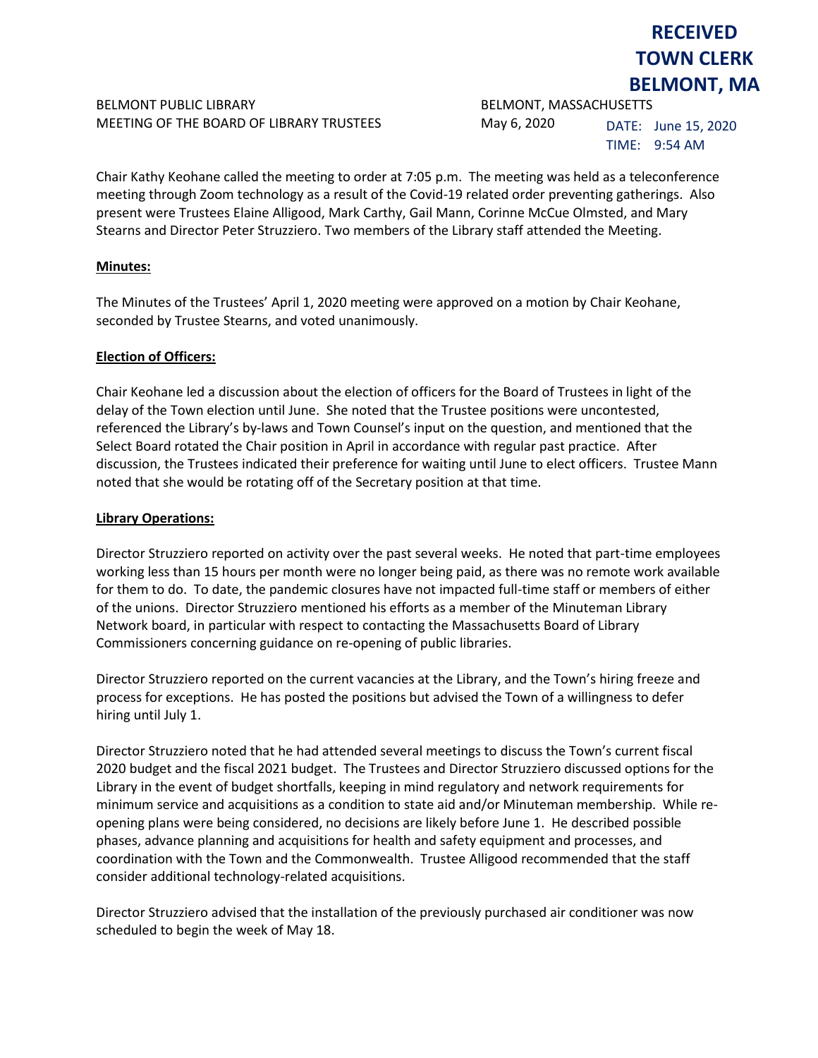**RECEIVED**
**TOWN CLERK**
**BELMONT, MA**

BELMONT PUBLIC LIBRARY
MEETING OF THE BOARD OF LIBRARY TRUSTEES

BELMONT, MASSACHUSETTS
May 6, 2020

DATE: June 15, 2020
TIME: 9:54 AM

Chair Kathy Keohane called the meeting to order at 7:05 p.m. The meeting was held as a teleconference meeting through Zoom technology as a result of the Covid-19 related order preventing gatherings. Also present were Trustees Elaine Alligood, Mark Carthy, Gail Mann, Corinne McCue Olmsted, and Mary Stearns and Director Peter Struzziero. Two members of the Library staff attended the Meeting.

**Minutes:**

The Minutes of the Trustees' April 1, 2020 meeting were approved on a motion by Chair Keohane, seconded by Trustee Stearns, and voted unanimously.

**Election of Officers:**

Chair Keohane led a discussion about the election of officers for the Board of Trustees in light of the delay of the Town election until June. She noted that the Trustee positions were uncontested, referenced the Library's by-laws and Town Counsel's input on the question, and mentioned that the Select Board rotated the Chair position in April in accordance with regular past practice. After discussion, the Trustees indicated their preference for waiting until June to elect officers. Trustee Mann noted that she would be rotating off of the Secretary position at that time.

**Library Operations:**

Director Struzziero reported on activity over the past several weeks. He noted that part-time employees working less than 15 hours per month were no longer being paid, as there was no remote work available for them to do. To date, the pandemic closures have not impacted full-time staff or members of either of the unions. Director Struzziero mentioned his efforts as a member of the Minuteman Library Network board, in particular with respect to contacting the Massachusetts Board of Library Commissioners concerning guidance on re-opening of public libraries.

Director Struzziero reported on the current vacancies at the Library, and the Town's hiring freeze and process for exceptions. He has posted the positions but advised the Town of a willingness to defer hiring until July 1.

Director Struzziero noted that he had attended several meetings to discuss the Town's current fiscal 2020 budget and the fiscal 2021 budget. The Trustees and Director Struzziero discussed options for the Library in the event of budget shortfalls, keeping in mind regulatory and network requirements for minimum service and acquisitions as a condition to state aid and/or Minuteman membership. While re-opening plans were being considered, no decisions are likely before June 1. He described possible phases, advance planning and acquisitions for health and safety equipment and processes, and coordination with the Town and the Commonwealth. Trustee Alligood recommended that the staff consider additional technology-related acquisitions.

Director Struzziero advised that the installation of the previously purchased air conditioner was now scheduled to begin the week of May 18.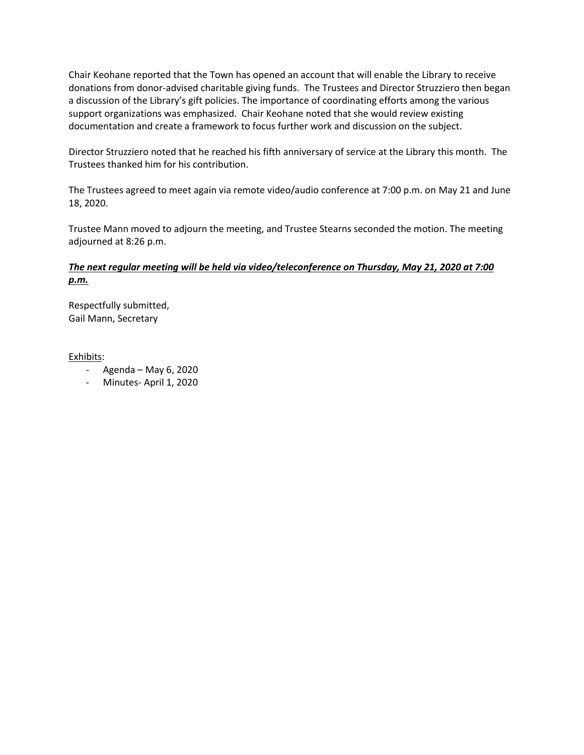Chair Keohane reported that the Town has opened an account that will enable the Library to receive donations from donor-advised charitable giving funds. The Trustees and Director Struzziero then began a discussion of the Library's gift policies. The importance of coordinating efforts among the various support organizations was emphasized. Chair Keohane noted that she would review existing documentation and create a framework to focus further work and discussion on the subject.

Director Struzziero noted that he reached his fifth anniversary of service at the Library this month. The Trustees thanked him for his contribution.

The Trustees agreed to meet again via remote video/audio conference at 7:00 p.m. on May 21 and June 18, 2020.

Trustee Mann moved to adjourn the meeting, and Trustee Stearns seconded the motion. The meeting adjourned at 8:26 p.m.

***The next regular meeting will be held via video/teleconference on Thursday, May 21, 2020 at 7:00 p.m.***

Respectfully submitted,
Gail Mann, Secretary

Exhibits:

- Agenda – May 6, 2020
- Minutes- April 1, 2020